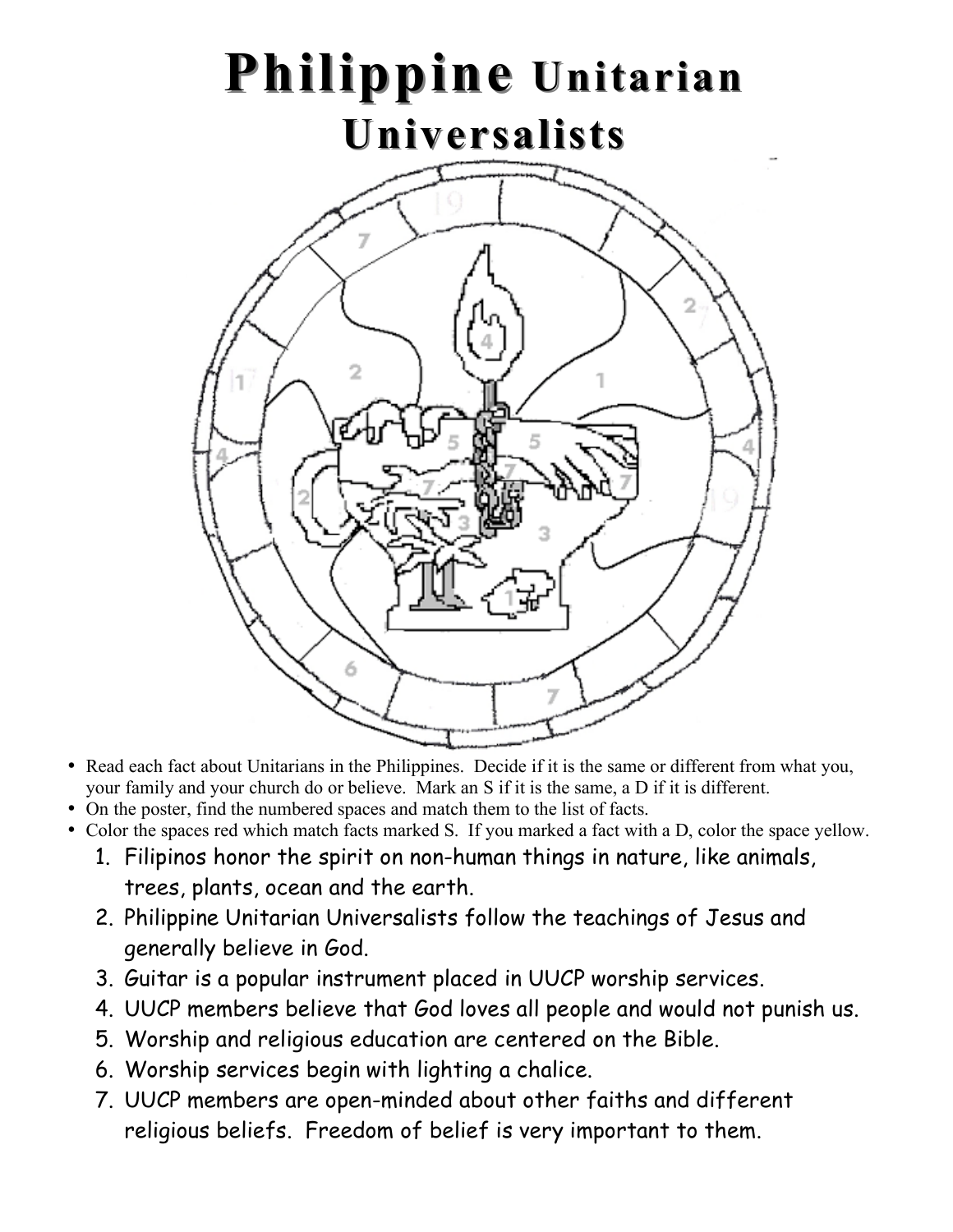# Philippine Unitarian Universalists

- Read each fact about Unitarians in the Philippines. Decide if it is the same or different from what you, your family and your church do or believe. Mark an S if it is the same, a D if it is different.
- On the poster, find the numbered spaces and match them to the list of facts.
- Color the spaces red which match facts marked S. If you marked a fact with a D, color the space yellow.

1. Filipinos honor the spirit on non-human things in nature, like animals, trees, plants, ocean and the earth.
2. Philippine Unitarian Universalists follow the teachings of Jesus and generally believe in God.
3. Guitar is a popular instrument placed in UUCP worship services.
4. UUCP members believe that God loves all people and would not punish us.
5. Worship and religious education are centered on the Bible.
6. Worship services begin with lighting a chalice.
7. UUCP members are open-minded about other faiths and different religious beliefs. Freedom of belief is very important to them.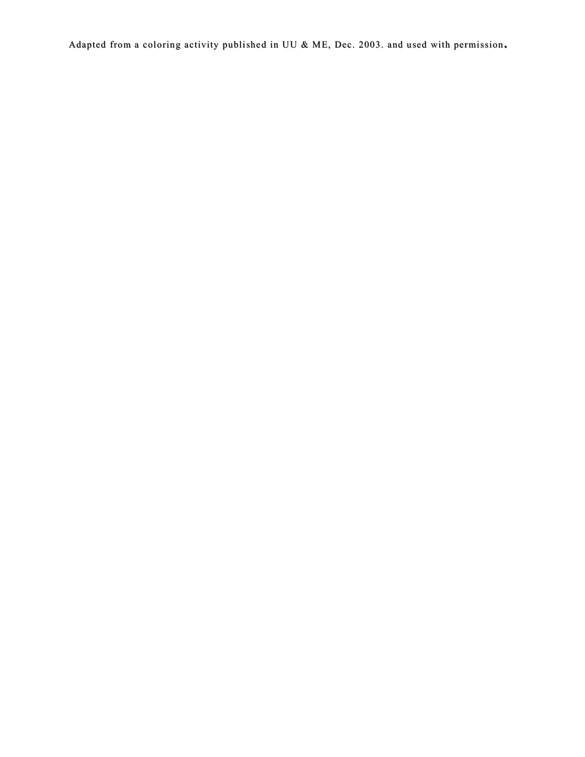Adapted from a coloring activity published in UU & ME, Dec. 2003. and used with permission.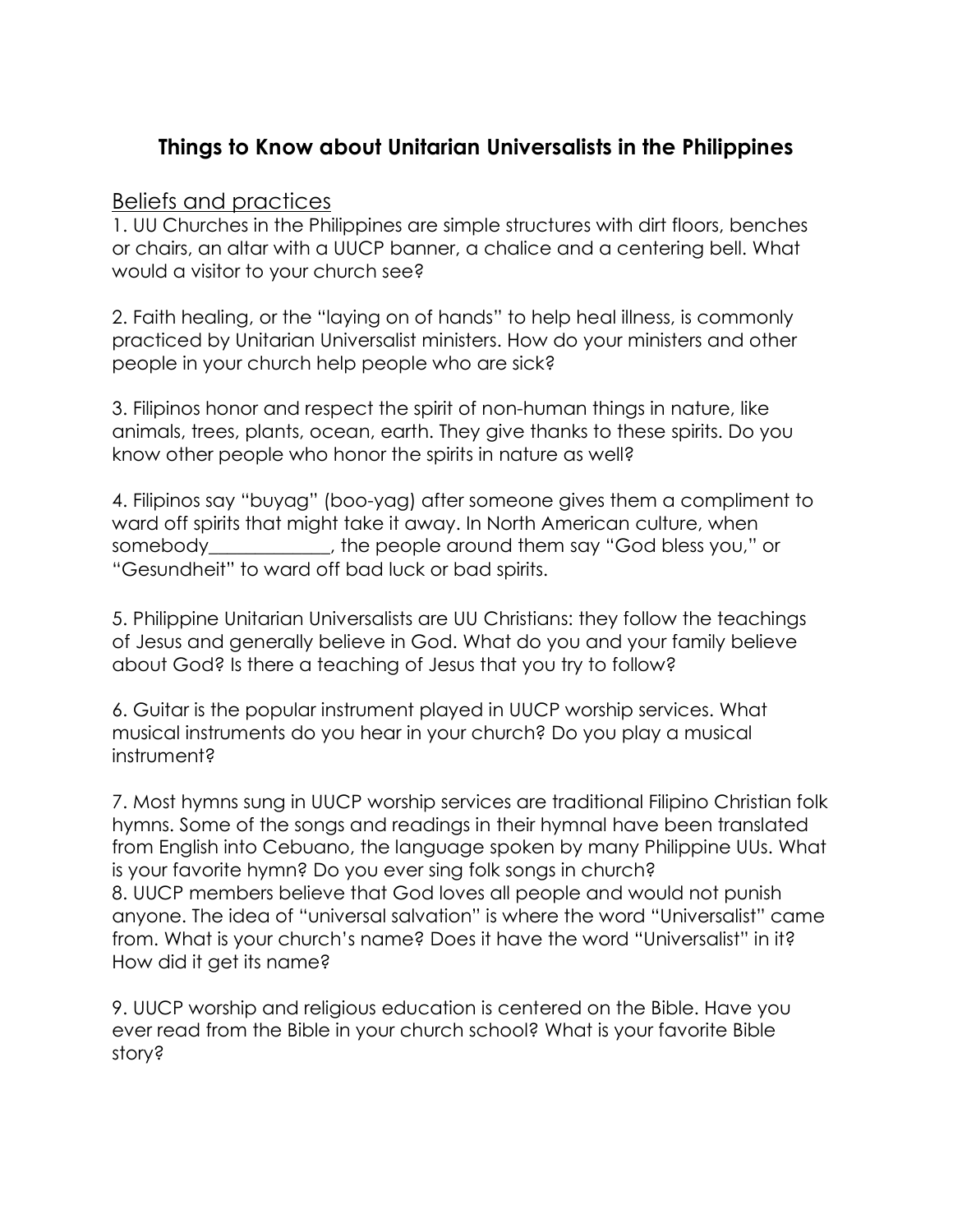# Things to Know about Unitarian Universalists in the Philippines

## Beliefs and practices

1. UU Churches in the Philippines are simple structures with dirt floors, benches or chairs, an altar with a UUCP banner, a chalice and a centering bell. What would a visitor to your church see?

2. Faith healing, or the "laying on of hands" to help heal illness, is commonly practiced by Unitarian Universalist ministers. How do your ministers and other people in your church help people who are sick?

3. Filipinos honor and respect the spirit of non-human things in nature, like animals, trees, plants, ocean, earth. They give thanks to these spirits. Do you know other people who honor the spirits in nature as well?

4. Filipinos say "buyag" (boo-yag) after someone gives them a compliment to ward off spirits that might take it away. In North American culture, when somebody_____________, the people around them say "God bless you," or "Gesundheit" to ward off bad luck or bad spirits.

5. Philippine Unitarian Universalists are UU Christians: they follow the teachings of Jesus and generally believe in God. What do you and your family believe about God? Is there a teaching of Jesus that you try to follow?

6. Guitar is the popular instrument played in UUCP worship services. What musical instruments do you hear in your church? Do you play a musical instrument?

7. Most hymns sung in UUCP worship services are traditional Filipino Christian folk hymns. Some of the songs and readings in their hymnal have been translated from English into Cebuano, the language spoken by many Philippine UUs. What is your favorite hymn? Do you ever sing folk songs in church?

8. UUCP members believe that God loves all people and would not punish anyone. The idea of "universal salvation" is where the word "Universalist" came from. What is your church's name? Does it have the word "Universalist" in it? How did it get its name?

9. UUCP worship and religious education is centered on the Bible. Have you ever read from the Bible in your church school? What is your favorite Bible story?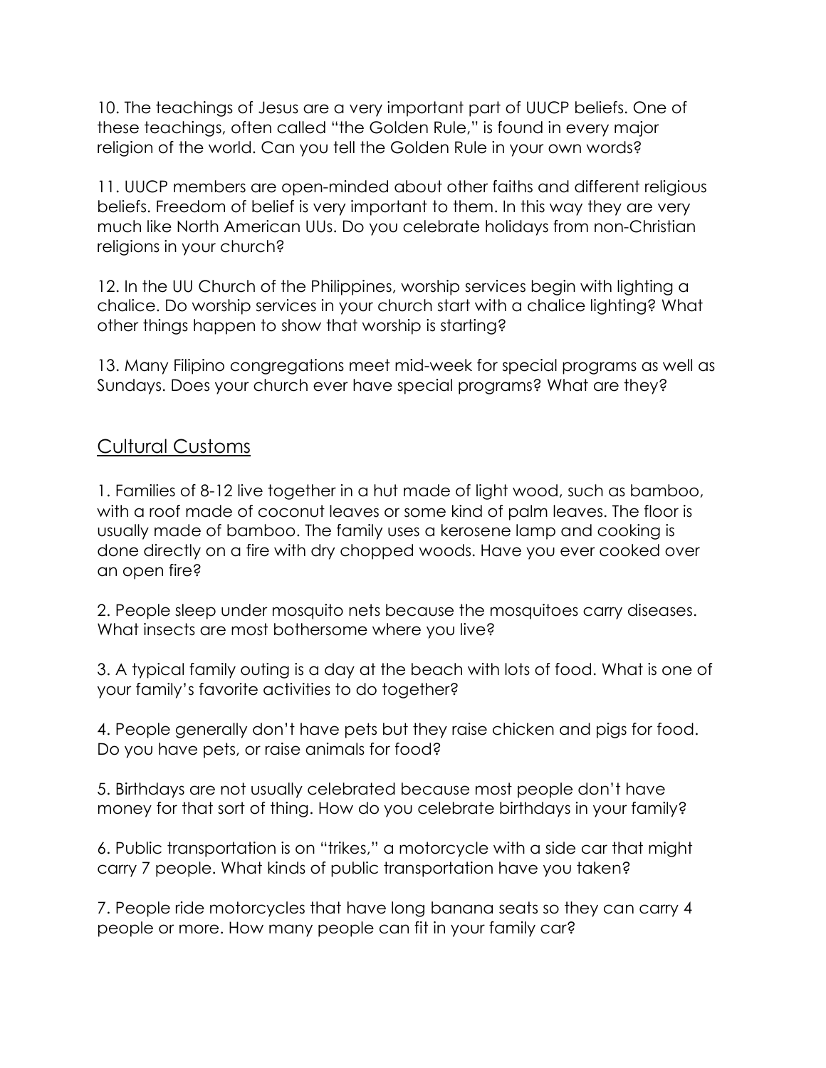10. The teachings of Jesus are a very important part of UUCP beliefs. One of these teachings, often called "the Golden Rule," is found in every major religion of the world. Can you tell the Golden Rule in your own words?

11. UUCP members are open-minded about other faiths and different religious beliefs. Freedom of belief is very important to them. In this way they are very much like North American UUs. Do you celebrate holidays from non-Christian religions in your church?

12. In the UU Church of the Philippines, worship services begin with lighting a chalice. Do worship services in your church start with a chalice lighting? What other things happen to show that worship is starting?

13. Many Filipino congregations meet mid-week for special programs as well as Sundays. Does your church ever have special programs? What are they?

## Cultural Customs

1. Families of 8-12 live together in a hut made of light wood, such as bamboo, with a roof made of coconut leaves or some kind of palm leaves. The floor is usually made of bamboo. The family uses a kerosene lamp and cooking is done directly on a fire with dry chopped woods. Have you ever cooked over an open fire?

2. People sleep under mosquito nets because the mosquitoes carry diseases. What insects are most bothersome where you live?

3. A typical family outing is a day at the beach with lots of food. What is one of your family's favorite activities to do together?

4. People generally don't have pets but they raise chicken and pigs for food. Do you have pets, or raise animals for food?

5. Birthdays are not usually celebrated because most people don't have money for that sort of thing. How do you celebrate birthdays in your family?

6. Public transportation is on "trikes," a motorcycle with a side car that might carry 7 people. What kinds of public transportation have you taken?

7. People ride motorcycles that have long banana seats so they can carry 4 people or more. How many people can fit in your family car?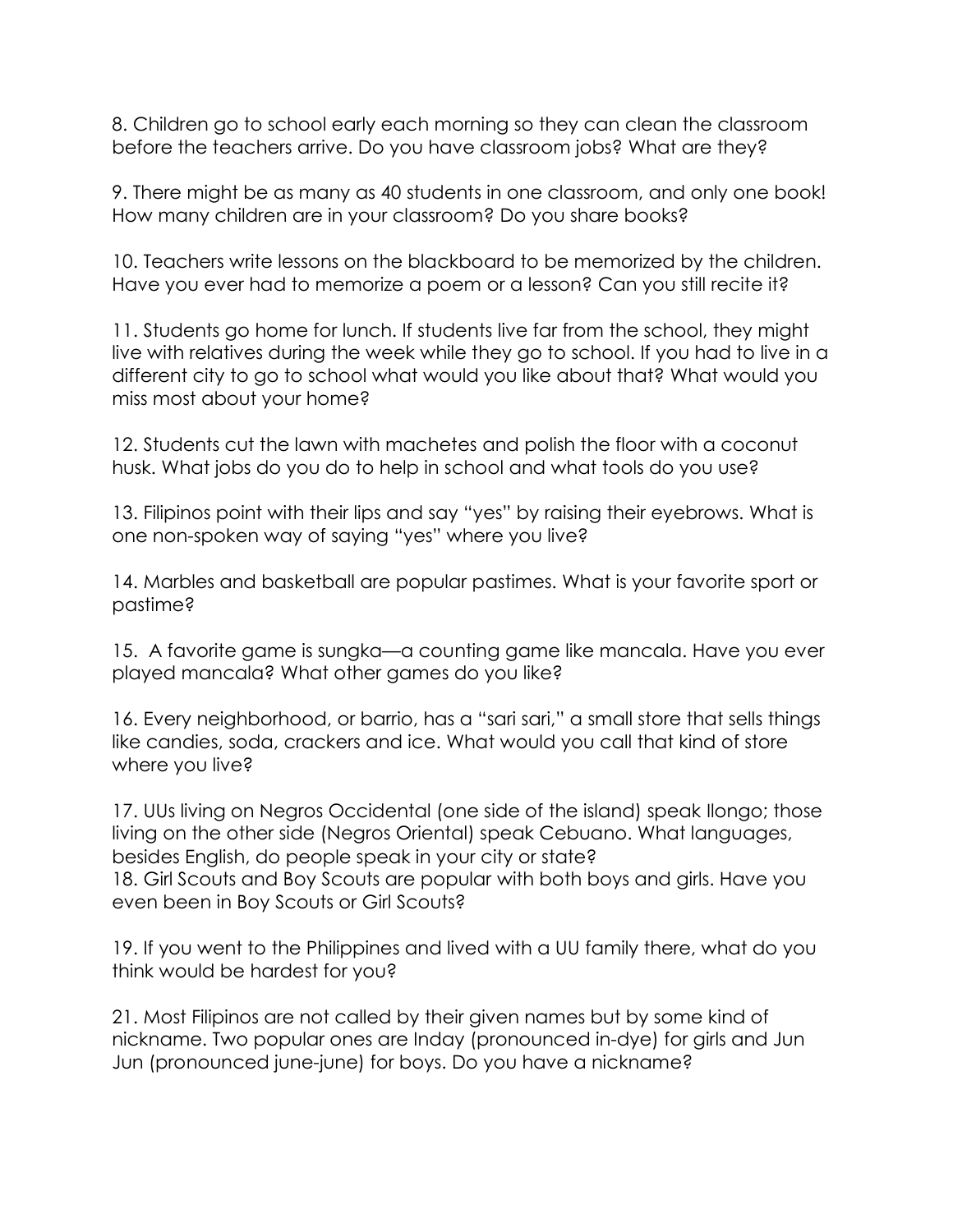8. Children go to school early each morning so they can clean the classroom before the teachers arrive. Do you have classroom jobs? What are they?

9. There might be as many as 40 students in one classroom, and only one book! How many children are in your classroom? Do you share books?

10. Teachers write lessons on the blackboard to be memorized by the children. Have you ever had to memorize a poem or a lesson? Can you still recite it?

11. Students go home for lunch. If students live far from the school, they might live with relatives during the week while they go to school. If you had to live in a different city to go to school what would you like about that? What would you miss most about your home?

12. Students cut the lawn with machetes and polish the floor with a coconut husk. What jobs do you do to help in school and what tools do you use?

13. Filipinos point with their lips and say "yes" by raising their eyebrows. What is one non-spoken way of saying "yes" where you live?

14. Marbles and basketball are popular pastimes. What is your favorite sport or pastime?

15. A favorite game is sungka—a counting game like mancala. Have you ever played mancala? What other games do you like?

16. Every neighborhood, or barrio, has a "sari sari," a small store that sells things like candies, soda, crackers and ice. What would you call that kind of store where you live?

17. UUs living on Negros Occidental (one side of the island) speak Ilongo; those living on the other side (Negros Oriental) speak Cebuano. What languages, besides English, do people speak in your city or state?
18. Girl Scouts and Boy Scouts are popular with both boys and girls. Have you even been in Boy Scouts or Girl Scouts?

19. If you went to the Philippines and lived with a UU family there, what do you think would be hardest for you?

21. Most Filipinos are not called by their given names but by some kind of nickname. Two popular ones are Inday (pronounced in-dye) for girls and Jun Jun (pronounced june-june) for boys. Do you have a nickname?